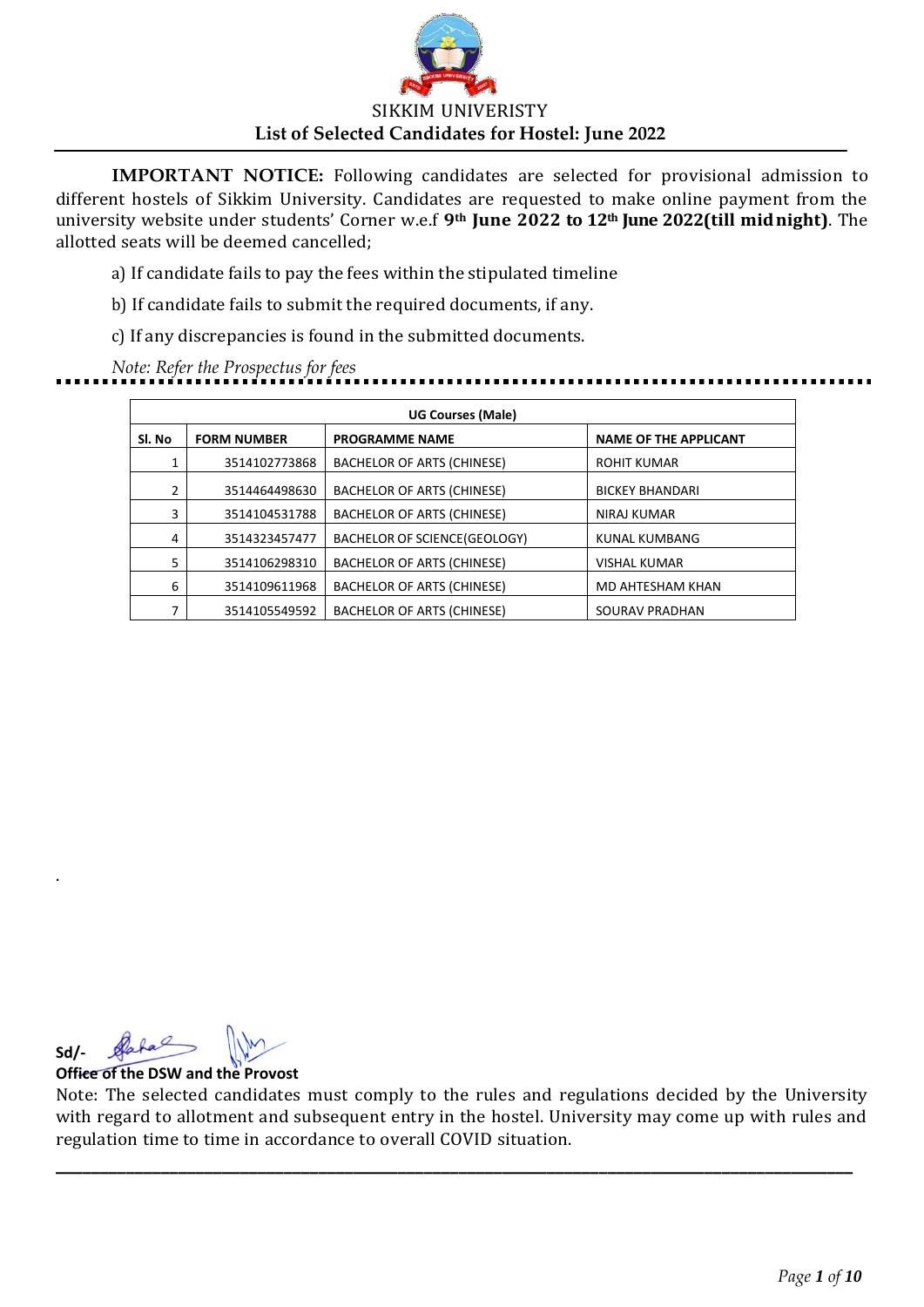SIKKIM UNIVERISTY

## List of Selected Candidates for Hostel: June 2022

**IMPORTANT NOTICE:** Following candidates are selected for provisional admission to different hostels of Sikkim University. Candidates are requested to make online payment from the university website under students' Corner w.e.f **9th June 2022 to 12th June 2022(till midnight)**. The allotted seats will be deemed cancelled;

a) If candidate fails to pay the fees within the stipulated timeline

b) If candidate fails to submit the required documents, if any.

c) If any discrepancies is found in the submitted documents.

*Note: Refer the Prospectus for fees*

| UG Courses (Male) | | | |
|---|---|---|---|
| **Sl. No** | **FORM NUMBER** | **PROGRAMME NAME** | **NAME OF THE APPLICANT** |
| 1 | 3514102773868 | BACHELOR OF ARTS (CHINESE) | ROHIT KUMAR |
| 2 | 3514464498630 | BACHELOR OF ARTS (CHINESE) | BICKEY BHANDARI |
| 3 | 3514104531788 | BACHELOR OF ARTS (CHINESE) | NIRAJ KUMAR |
| 4 | 3514323457477 | BACHELOR OF SCIENCE(GEOLOGY) | KUNAL KUMBANG |
| 5 | 3514106298310 | BACHELOR OF ARTS (CHINESE) | VISHAL KUMAR |
| 6 | 3514109611968 | BACHELOR OF ARTS (CHINESE) | MD AHTESHAM KHAN |
| 7 | 3514105549592 | BACHELOR OF ARTS (CHINESE) | SOURAV PRADHAN |

**Sd/-**

**Office of the DSW and the Provost**

Note: The selected candidates must comply to the rules and regulations decided by the University with regard to allotment and subsequent entry in the hostel. University may come up with rules and regulation time to time in accordance to overall COVID situation.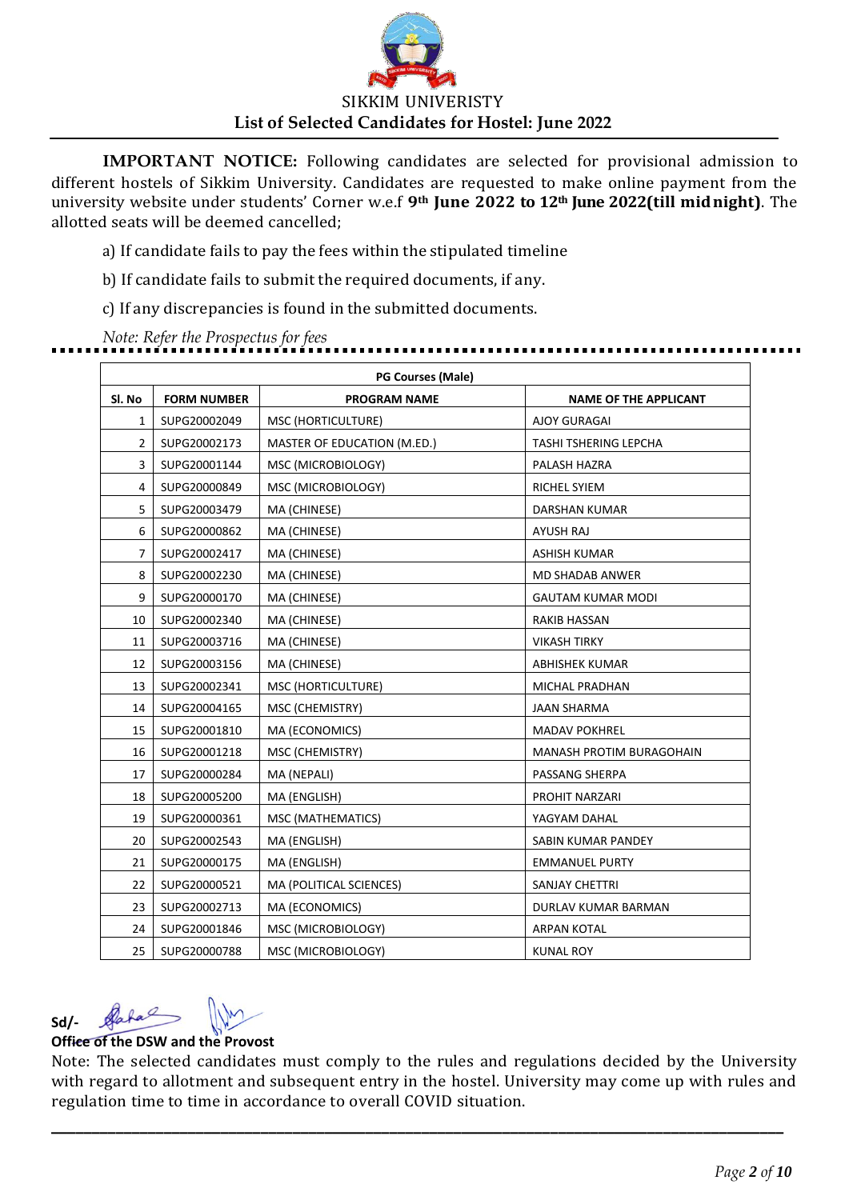# SIKKIM UNIVERISTY

## List of Selected Candidates for Hostel: June 2022

**IMPORTANT NOTICE:** Following candidates are selected for provisional admission to different hostels of Sikkim University. Candidates are requested to make online payment from the university website under students' Corner w.e.f **9th June 2022 to 12th June 2022(till midnight)**. The allotted seats will be deemed cancelled;

a) If candidate fails to pay the fees within the stipulated timeline

b) If candidate fails to submit the required documents, if any.

c) If any discrepancies is found in the submitted documents.

*Note: Refer the Prospectus for fees*

| PG Courses (Male) | | | |
|---|---|---|---|
| **Sl. No** | **FORM NUMBER** | **PROGRAM NAME** | **NAME OF THE APPLICANT** |
| 1 | SUPG20002049 | MSC (HORTICULTURE) | AJOY GURAGAI |
| 2 | SUPG20002173 | MASTER OF EDUCATION (M.ED.) | TASHI TSHERING LEPCHA |
| 3 | SUPG20001144 | MSC (MICROBIOLOGY) | PALASH HAZRA |
| 4 | SUPG20000849 | MSC (MICROBIOLOGY) | RICHEL SYIEM |
| 5 | SUPG20003479 | MA (CHINESE) | DARSHAN KUMAR |
| 6 | SUPG20000862 | MA (CHINESE) | AYUSH RAJ |
| 7 | SUPG20002417 | MA (CHINESE) | ASHISH KUMAR |
| 8 | SUPG20002230 | MA (CHINESE) | MD SHADAB ANWER |
| 9 | SUPG20000170 | MA (CHINESE) | GAUTAM KUMAR MODI |
| 10 | SUPG20002340 | MA (CHINESE) | RAKIB HASSAN |
| 11 | SUPG20003716 | MA (CHINESE) | VIKASH TIRKY |
| 12 | SUPG20003156 | MA (CHINESE) | ABHISHEK KUMAR |
| 13 | SUPG20002341 | MSC (HORTICULTURE) | MICHAL PRADHAN |
| 14 | SUPG20004165 | MSC (CHEMISTRY) | JAAN SHARMA |
| 15 | SUPG20001810 | MA (ECONOMICS) | MADAV POKHREL |
| 16 | SUPG20001218 | MSC (CHEMISTRY) | MANASH PROTIM BURAGOHAIN |
| 17 | SUPG20000284 | MA (NEPALI) | PASSANG SHERPA |
| 18 | SUPG20005200 | MA (ENGLISH) | PROHIT NARZARI |
| 19 | SUPG20000361 | MSC (MATHEMATICS) | YAGYAM DAHAL |
| 20 | SUPG20002543 | MA (ENGLISH) | SABIN KUMAR PANDEY |
| 21 | SUPG20000175 | MA (ENGLISH) | EMMANUEL PURTY |
| 22 | SUPG20000521 | MA (POLITICAL SCIENCES) | SANJAY CHETTRI |
| 23 | SUPG20002713 | MA (ECONOMICS) | DURLAV KUMAR BARMAN |
| 24 | SUPG20001846 | MSC (MICROBIOLOGY) | ARPAN KOTAL |
| 25 | SUPG20000788 | MSC (MICROBIOLOGY) | KUNAL ROY |

**Sd/-**
**Office of the DSW and the Provost**

Note: The selected candidates must comply to the rules and regulations decided by the University with regard to allotment and subsequent entry in the hostel. University may come up with rules and regulation time to time in accordance to overall COVID situation.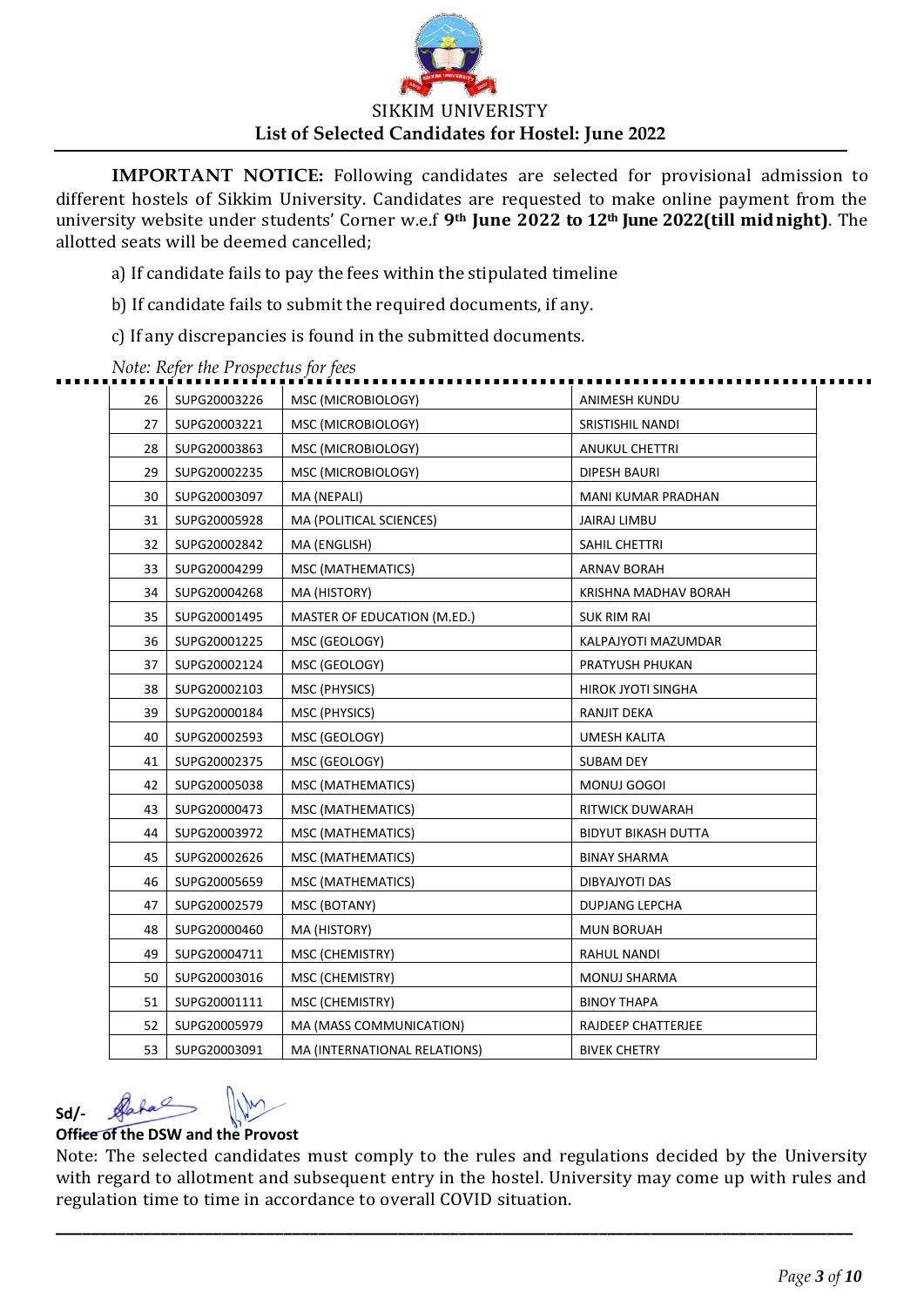SIKKIM UNIVERISTY

## List of Selected Candidates for Hostel: June 2022

**IMPORTANT NOTICE:** Following candidates are selected for provisional admission to different hostels of Sikkim University. Candidates are requested to make online payment from the university website under students' Corner w.e.f **9th June 2022 to 12th June 2022(till midnight)**. The allotted seats will be deemed cancelled;

a) If candidate fails to pay the fees within the stipulated timeline

b) If candidate fails to submit the required documents, if any.

c) If any discrepancies is found in the submitted documents.

*Note: Refer the Prospectus for fees*

| | | | |
|---|---|---|---|
| 26 | SUPG20003226 | MSC (MICROBIOLOGY) | ANIMESH KUNDU |
| 27 | SUPG20003221 | MSC (MICROBIOLOGY) | SRISTISHIL NANDI |
| 28 | SUPG20003863 | MSC (MICROBIOLOGY) | ANUKUL CHETTRI |
| 29 | SUPG20002235 | MSC (MICROBIOLOGY) | DIPESH BAURI |
| 30 | SUPG20003097 | MA (NEPALI) | MANI KUMAR PRADHAN |
| 31 | SUPG20005928 | MA (POLITICAL SCIENCES) | JAIRAJ LIMBU |
| 32 | SUPG20002842 | MA (ENGLISH) | SAHIL CHETTRI |
| 33 | SUPG20004299 | MSC (MATHEMATICS) | ARNAV BORAH |
| 34 | SUPG20004268 | MA (HISTORY) | KRISHNA MADHAV BORAH |
| 35 | SUPG20001495 | MASTER OF EDUCATION (M.ED.) | SUK RIM RAI |
| 36 | SUPG20001225 | MSC (GEOLOGY) | KALPAJYOTI MAZUMDAR |
| 37 | SUPG20002124 | MSC (GEOLOGY) | PRATYUSH PHUKAN |
| 38 | SUPG20002103 | MSC (PHYSICS) | HIROK JYOTI SINGHA |
| 39 | SUPG20000184 | MSC (PHYSICS) | RANJIT DEKA |
| 40 | SUPG20002593 | MSC (GEOLOGY) | UMESH KALITA |
| 41 | SUPG20002375 | MSC (GEOLOGY) | SUBAM DEY |
| 42 | SUPG20005038 | MSC (MATHEMATICS) | MONUJ GOGOI |
| 43 | SUPG20000473 | MSC (MATHEMATICS) | RITWICK DUWARAH |
| 44 | SUPG20003972 | MSC (MATHEMATICS) | BIDYUT BIKASH DUTTA |
| 45 | SUPG20002626 | MSC (MATHEMATICS) | BINAY SHARMA |
| 46 | SUPG20005659 | MSC (MATHEMATICS) | DIBYAJYOTI DAS |
| 47 | SUPG20002579 | MSC (BOTANY) | DUPJANG LEPCHA |
| 48 | SUPG20000460 | MA (HISTORY) | MUN BORUAH |
| 49 | SUPG20004711 | MSC (CHEMISTRY) | RAHUL NANDI |
| 50 | SUPG20003016 | MSC (CHEMISTRY) | MONUJ SHARMA |
| 51 | SUPG20001111 | MSC (CHEMISTRY) | BINOY THAPA |
| 52 | SUPG20005979 | MA (MASS COMMUNICATION) | RAJDEEP CHATTERJEE |
| 53 | SUPG20003091 | MA (INTERNATIONAL RELATIONS) | BIVEK CHETRY |

**Sd/-**
**Office of the DSW and the Provost**

Note: The selected candidates must comply to the rules and regulations decided by the University with regard to allotment and subsequent entry in the hostel. University may come up with rules and regulation time to time in accordance to overall COVID situation.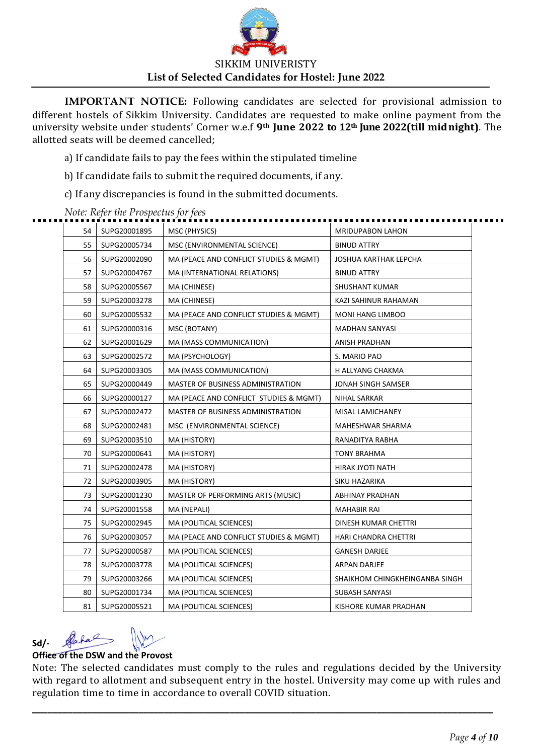SIKKIM UNIVERISTY

**List of Selected Candidates for Hostel: June 2022**

**IMPORTANT NOTICE:** Following candidates are selected for provisional admission to different hostels of Sikkim University. Candidates are requested to make online payment from the university website under students' Corner w.e.f **9th June 2022 to 12th June 2022(till midnight)**. The allotted seats will be deemed cancelled;

a) If candidate fails to pay the fees within the stipulated timeline

b) If candidate fails to submit the required documents, if any.

c) If any discrepancies is found in the submitted documents.

*Note: Refer the Prospectus for fees*

| | | | |
|---|---|---|---|
| 54 | SUPG20001895 | MSC (PHYSICS) | MRIDUPABON LAHON |
| 55 | SUPG20005734 | MSC (ENVIRONMENTAL SCIENCE) | BINUD ATTRY |
| 56 | SUPG20002090 | MA (PEACE AND CONFLICT STUDIES & MGMT) | JOSHUA KARTHAK LEPCHA |
| 57 | SUPG20004767 | MA (INTERNATIONAL RELATIONS) | BINUD ATTRY |
| 58 | SUPG20005567 | MA (CHINESE) | SHUSHANT KUMAR |
| 59 | SUPG20003278 | MA (CHINESE) | KAZI SAHINUR RAHAMAN |
| 60 | SUPG20005532 | MA (PEACE AND CONFLICT STUDIES & MGMT) | MONI HANG LIMBOO |
| 61 | SUPG20000316 | MSC (BOTANY) | MADHAN SANYASI |
| 62 | SUPG20001629 | MA (MASS COMMUNICATION) | ANISH PRADHAN |
| 63 | SUPG20002572 | MA (PSYCHOLOGY) | S. MARIO PAO |
| 64 | SUPG20003305 | MA (MASS COMMUNICATION) | H ALLYANG CHAKMA |
| 65 | SUPG20000449 | MASTER OF BUSINESS ADMINISTRATION | JONAH SINGH SAMSER |
| 66 | SUPG20000127 | MA (PEACE AND CONFLICT STUDIES & MGMT) | NIHAL SARKAR |
| 67 | SUPG20002472 | MASTER OF BUSINESS ADMINISTRATION | MISAL LAMICHANEY |
| 68 | SUPG20002481 | MSC (ENVIRONMENTAL SCIENCE) | MAHESHWAR SHARMA |
| 69 | SUPG20003510 | MA (HISTORY) | RANADITYA RABHA |
| 70 | SUPG20000641 | MA (HISTORY) | TONY BRAHMA |
| 71 | SUPG20002478 | MA (HISTORY) | HIRAK JYOTI NATH |
| 72 | SUPG20003905 | MA (HISTORY) | SIKU HAZARIKA |
| 73 | SUPG20001230 | MASTER OF PERFORMING ARTS (MUSIC) | ABHINAY PRADHAN |
| 74 | SUPG20001558 | MA (NEPALI) | MAHABIR RAI |
| 75 | SUPG20002945 | MA (POLITICAL SCIENCES) | DINESH KUMAR CHETTRI |
| 76 | SUPG20003057 | MA (PEACE AND CONFLICT STUDIES & MGMT) | HARI CHANDRA CHETTRI |
| 77 | SUPG20000587 | MA (POLITICAL SCIENCES) | GANESH DARJEE |
| 78 | SUPG20003778 | MA (POLITICAL SCIENCES) | ARPAN DARJEE |
| 79 | SUPG20003266 | MA (POLITICAL SCIENCES) | SHAIKHOM CHINGKHEINGANBA SINGH |
| 80 | SUPG20001734 | MA (POLITICAL SCIENCES) | SUBASH SANYASI |
| 81 | SUPG20005521 | MA (POLITICAL SCIENCES) | KISHORE KUMAR PRADHAN |

**Sd/-**

**Office of the DSW and the Provost**

Note: The selected candidates must comply to the rules and regulations decided by the University with regard to allotment and subsequent entry in the hostel. University may come up with rules and regulation time to time in accordance to overall COVID situation.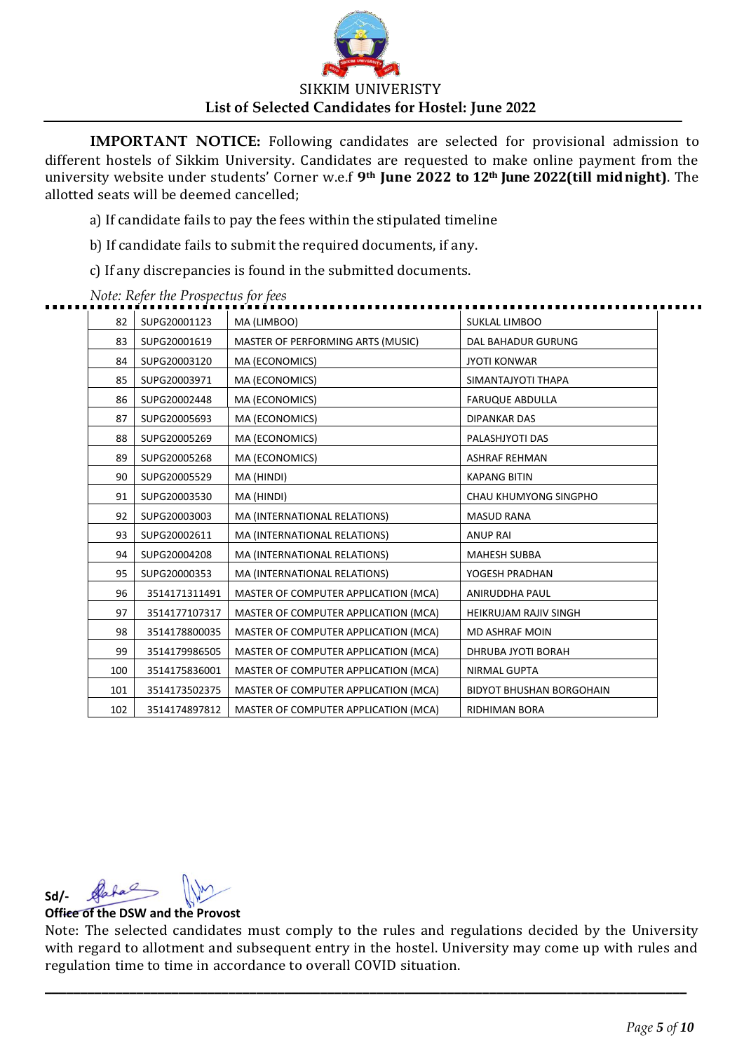SIKKIM UNIVERISTY

**List of Selected Candidates for Hostel: June 2022**

**IMPORTANT NOTICE:** Following candidates are selected for provisional admission to different hostels of Sikkim University. Candidates are requested to make online payment from the university website under students' Corner w.e.f **9th June 2022 to 12th June 2022(till midnight)**. The allotted seats will be deemed cancelled;

a) If candidate fails to pay the fees within the stipulated timeline

b) If candidate fails to submit the required documents, if any.

c) If any discrepancies is found in the submitted documents.

*Note: Refer the Prospectus for fees*

| | | | |
|---|---|---|---|
| 82 | SUPG20001123 | MA (LIMBOO) | SUKLAL LIMBOO |
| 83 | SUPG20001619 | MASTER OF PERFORMING ARTS (MUSIC) | DAL BAHADUR GURUNG |
| 84 | SUPG20003120 | MA (ECONOMICS) | JYOTI KONWAR |
| 85 | SUPG20003971 | MA (ECONOMICS) | SIMANTAJYOTI THAPA |
| 86 | SUPG20002448 | MA (ECONOMICS) | FARUQUE ABDULLA |
| 87 | SUPG20005693 | MA (ECONOMICS) | DIPANKAR DAS |
| 88 | SUPG20005269 | MA (ECONOMICS) | PALASHJYOTI DAS |
| 89 | SUPG20005268 | MA (ECONOMICS) | ASHRAF REHMAN |
| 90 | SUPG20005529 | MA (HINDI) | KAPANG BITIN |
| 91 | SUPG20003530 | MA (HINDI) | CHAU KHUMYONG SINGPHO |
| 92 | SUPG20003003 | MA (INTERNATIONAL RELATIONS) | MASUD RANA |
| 93 | SUPG20002611 | MA (INTERNATIONAL RELATIONS) | ANUP RAI |
| 94 | SUPG20004208 | MA (INTERNATIONAL RELATIONS) | MAHESH SUBBA |
| 95 | SUPG20000353 | MA (INTERNATIONAL RELATIONS) | YOGESH PRADHAN |
| 96 | 3514171311491 | MASTER OF COMPUTER APPLICATION (MCA) | ANIRUDDHA PAUL |
| 97 | 3514177107317 | MASTER OF COMPUTER APPLICATION (MCA) | HEIKRUJAM RAJIV SINGH |
| 98 | 3514178800035 | MASTER OF COMPUTER APPLICATION (MCA) | MD ASHRAF MOIN |
| 99 | 3514179986505 | MASTER OF COMPUTER APPLICATION (MCA) | DHRUBA JYOTI BORAH |
| 100 | 3514175836001 | MASTER OF COMPUTER APPLICATION (MCA) | NIRMAL GUPTA |
| 101 | 3514173502375 | MASTER OF COMPUTER APPLICATION (MCA) | BIDYOT BHUSHAN BORGOHAIN |
| 102 | 3514174897812 | MASTER OF COMPUTER APPLICATION (MCA) | RIDHIMAN BORA |

**Sd/-**

**Office of the DSW and the Provost**

Note: The selected candidates must comply to the rules and regulations decided by the University with regard to allotment and subsequent entry in the hostel. University may come up with rules and regulation time to time in accordance to overall COVID situation.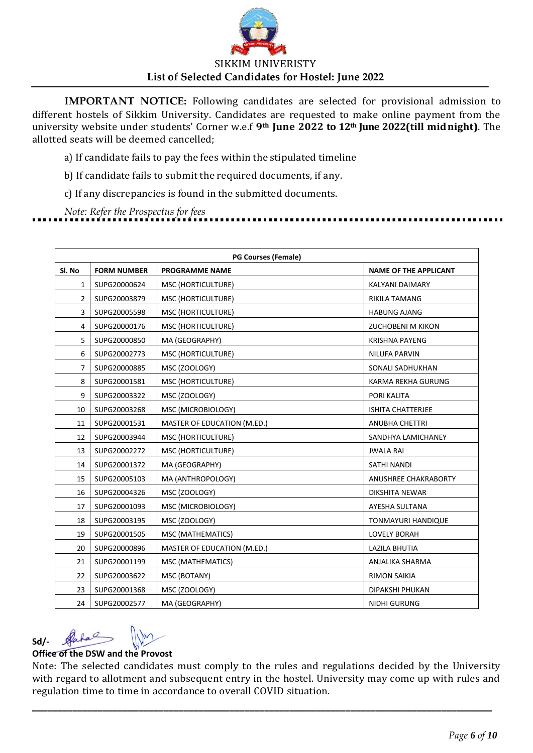SIKKIM UNIVERISTY

**List of Selected Candidates for Hostel: June 2022**

**IMPORTANT NOTICE:** Following candidates are selected for provisional admission to different hostels of Sikkim University. Candidates are requested to make online payment from the university website under students' Corner w.e.f **9th June 2022 to 12th June 2022(till midnight)**. The allotted seats will be deemed cancelled;

a) If candidate fails to pay the fees within the stipulated timeline

b) If candidate fails to submit the required documents, if any.

c) If any discrepancies is found in the submitted documents.

*Note: Refer the Prospectus for fees*

| PG Courses (Female) | | | |
|---|---|---|---|
| **Sl. No** | **FORM NUMBER** | **PROGRAMME NAME** | **NAME OF THE APPLICANT** |
| 1 | SUPG20000624 | MSC (HORTICULTURE) | KALYANI DAIMARY |
| 2 | SUPG20003879 | MSC (HORTICULTURE) | RIKILA TAMANG |
| 3 | SUPG20005598 | MSC (HORTICULTURE) | HABUNG AJANG |
| 4 | SUPG20000176 | MSC (HORTICULTURE) | ZUCHOBENI M KIKON |
| 5 | SUPG20000850 | MA (GEOGRAPHY) | KRISHNA PAYENG |
| 6 | SUPG20002773 | MSC (HORTICULTURE) | NILUFA PARVIN |
| 7 | SUPG20000885 | MSC (ZOOLOGY) | SONALI SADHUKHAN |
| 8 | SUPG20001581 | MSC (HORTICULTURE) | KARMA REKHA GURUNG |
| 9 | SUPG20003322 | MSC (ZOOLOGY) | PORI KALITA |
| 10 | SUPG20003268 | MSC (MICROBIOLOGY) | ISHITA CHATTERJEE |
| 11 | SUPG20001531 | MASTER OF EDUCATION (M.ED.) | ANUBHA CHETTRI |
| 12 | SUPG20003944 | MSC (HORTICULTURE) | SANDHYA LAMICHANEY |
| 13 | SUPG20002272 | MSC (HORTICULTURE) | JWALA RAI |
| 14 | SUPG20001372 | MA (GEOGRAPHY) | SATHI NANDI |
| 15 | SUPG20005103 | MA (ANTHROPOLOGY) | ANUSHREE CHAKRABORTY |
| 16 | SUPG20004326 | MSC (ZOOLOGY) | DIKSHITA NEWAR |
| 17 | SUPG20001093 | MSC (MICROBIOLOGY) | AYESHA SULTANA |
| 18 | SUPG20003195 | MSC (ZOOLOGY) | TONMAYURI HANDIQUE |
| 19 | SUPG20001505 | MSC (MATHEMATICS) | LOVELY BORAH |
| 20 | SUPG20000896 | MASTER OF EDUCATION (M.ED.) | LAZILA BHUTIA |
| 21 | SUPG20001199 | MSC (MATHEMATICS) | ANJALIKA SHARMA |
| 22 | SUPG20003622 | MSC (BOTANY) | RIMON SAIKIA |
| 23 | SUPG20001368 | MSC (ZOOLOGY) | DIPAKSHI PHUKAN |
| 24 | SUPG20002577 | MA (GEOGRAPHY) | NIDHI GURUNG |

**Sd/-**

**Office of the DSW and the Provost**

Note: The selected candidates must comply to the rules and regulations decided by the University with regard to allotment and subsequent entry in the hostel. University may come up with rules and regulation time to time in accordance to overall COVID situation.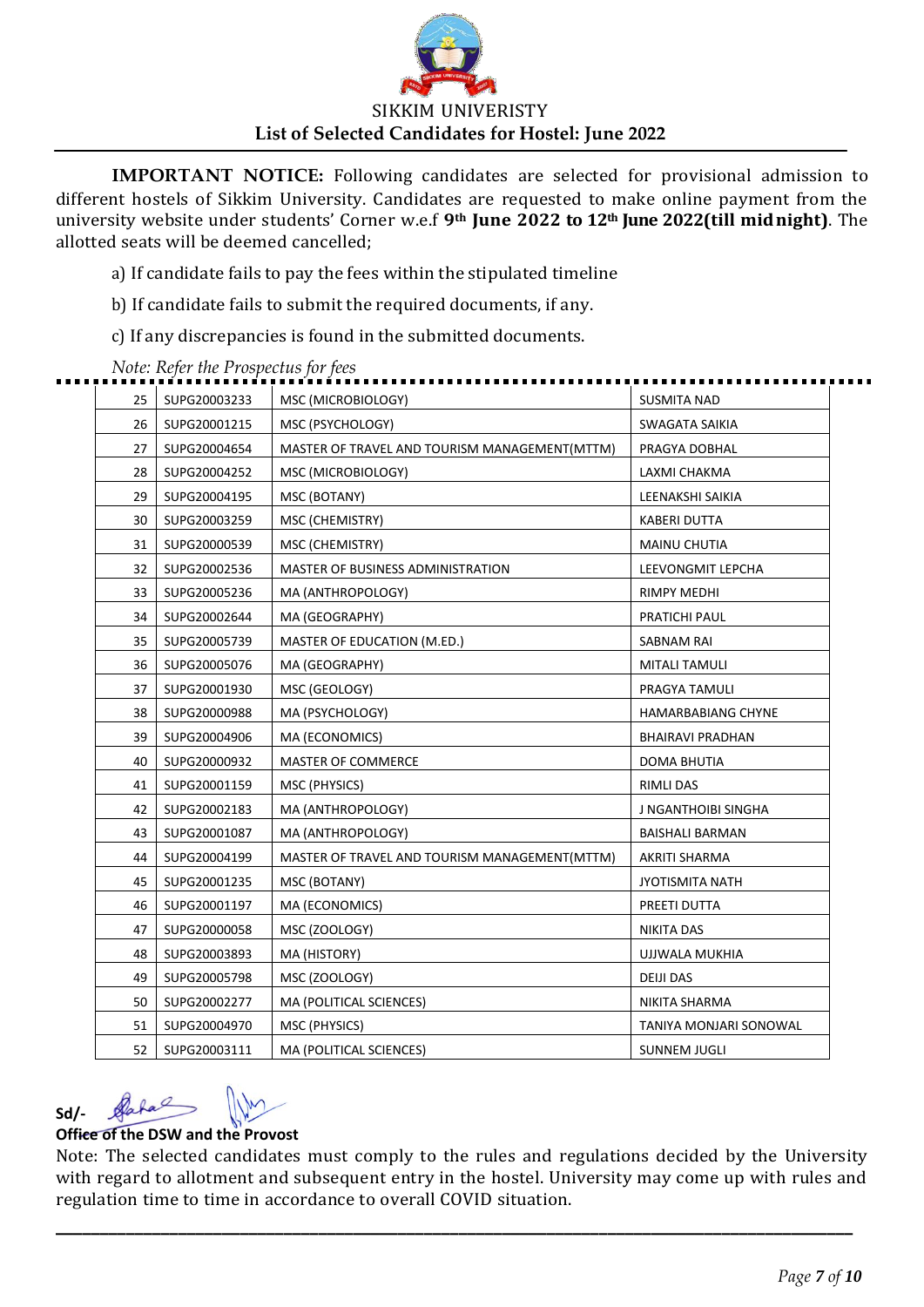SIKKIM UNIVERISTY

**List of Selected Candidates for Hostel: June 2022**

**IMPORTANT NOTICE:** Following candidates are selected for provisional admission to different hostels of Sikkim University. Candidates are requested to make online payment from the university website under students' Corner w.e.f **9th June 2022 to 12th June 2022(till midnight)**. The allotted seats will be deemed cancelled;

a) If candidate fails to pay the fees within the stipulated timeline

b) If candidate fails to submit the required documents, if any.

c) If any discrepancies is found in the submitted documents.

*Note: Refer the Prospectus for fees*

| | | | |
|---|---|---|---|
| 25 | SUPG20003233 | MSC (MICROBIOLOGY) | SUSMITA NAD |
| 26 | SUPG20001215 | MSC (PSYCHOLOGY) | SWAGATA SAIKIA |
| 27 | SUPG20004654 | MASTER OF TRAVEL AND TOURISM MANAGEMENT(MTTM) | PRAGYA DOBHAL |
| 28 | SUPG20004252 | MSC (MICROBIOLOGY) | LAXMI CHAKMA |
| 29 | SUPG20004195 | MSC (BOTANY) | LEENAKSHI SAIKIA |
| 30 | SUPG20003259 | MSC (CHEMISTRY) | KABERI DUTTA |
| 31 | SUPG20000539 | MSC (CHEMISTRY) | MAINU CHUTIA |
| 32 | SUPG20002536 | MASTER OF BUSINESS ADMINISTRATION | LEEVONGMIT LEPCHA |
| 33 | SUPG20005236 | MA (ANTHROPOLOGY) | RIMPY MEDHI |
| 34 | SUPG20002644 | MA (GEOGRAPHY) | PRATICHI PAUL |
| 35 | SUPG20005739 | MASTER OF EDUCATION (M.ED.) | SABNAM RAI |
| 36 | SUPG20005076 | MA (GEOGRAPHY) | MITALI TAMULI |
| 37 | SUPG20001930 | MSC (GEOLOGY) | PRAGYA TAMULI |
| 38 | SUPG20000988 | MA (PSYCHOLOGY) | HAMARBABIANG CHYNE |
| 39 | SUPG20004906 | MA (ECONOMICS) | BHAIRAVI PRADHAN |
| 40 | SUPG20000932 | MASTER OF COMMERCE | DOMA BHUTIA |
| 41 | SUPG20001159 | MSC (PHYSICS) | RIMLI DAS |
| 42 | SUPG20002183 | MA (ANTHROPOLOGY) | J NGANTHOIBI SINGHA |
| 43 | SUPG20001087 | MA (ANTHROPOLOGY) | BAISHALI BARMAN |
| 44 | SUPG20004199 | MASTER OF TRAVEL AND TOURISM MANAGEMENT(MTTM) | AKRITI SHARMA |
| 45 | SUPG20001235 | MSC (BOTANY) | JYOTISMITA NATH |
| 46 | SUPG20001197 | MA (ECONOMICS) | PREETI DUTTA |
| 47 | SUPG20000058 | MSC (ZOOLOGY) | NIKITA DAS |
| 48 | SUPG20003893 | MA (HISTORY) | UJJWALA MUKHIA |
| 49 | SUPG20005798 | MSC (ZOOLOGY) | DEIJI DAS |
| 50 | SUPG20002277 | MA (POLITICAL SCIENCES) | NIKITA SHARMA |
| 51 | SUPG20004970 | MSC (PHYSICS) | TANIYA MONJARI SONOWAL |
| 52 | SUPG20003111 | MA (POLITICAL SCIENCES) | SUNNEM JUGLI |

**Sd/-**

**Office of the DSW and the Provost**

Note: The selected candidates must comply to the rules and regulations decided by the University with regard to allotment and subsequent entry in the hostel. University may come up with rules and regulation time to time in accordance to overall COVID situation.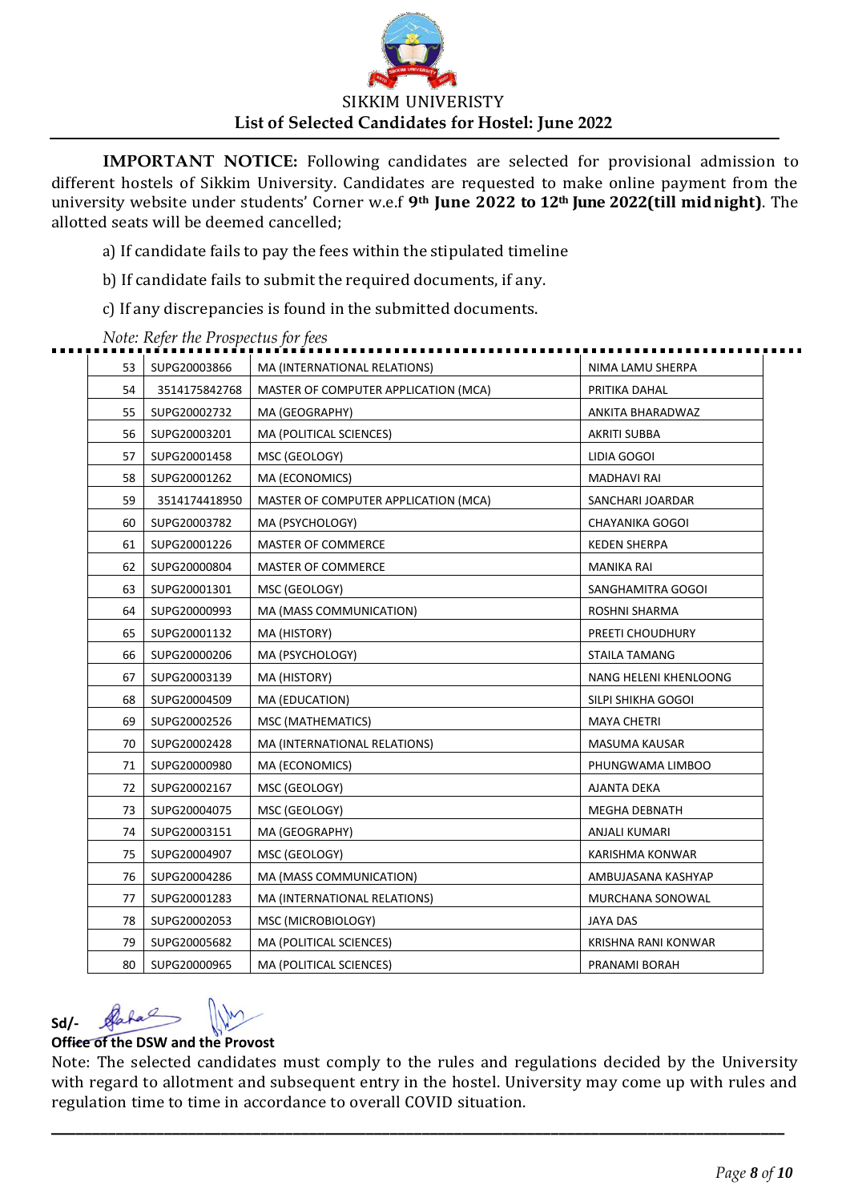SIKKIM UNIVERISTY

## List of Selected Candidates for Hostel: June 2022

**IMPORTANT NOTICE:** Following candidates are selected for provisional admission to different hostels of Sikkim University. Candidates are requested to make online payment from the university website under students' Corner w.e.f **9th June 2022 to 12th June 2022(till midnight)**. The allotted seats will be deemed cancelled;

a) If candidate fails to pay the fees within the stipulated timeline

b) If candidate fails to submit the required documents, if any.

c) If any discrepancies is found in the submitted documents.

*Note: Refer the Prospectus for fees*

| | | | |
|---|---|---|---|
| 53 | SUPG20003866 | MA (INTERNATIONAL RELATIONS) | NIMA LAMU SHERPA |
| 54 | 3514175842768 | MASTER OF COMPUTER APPLICATION (MCA) | PRITIKA DAHAL |
| 55 | SUPG20002732 | MA (GEOGRAPHY) | ANKITA BHARADWAZ |
| 56 | SUPG20003201 | MA (POLITICAL SCIENCES) | AKRITI SUBBA |
| 57 | SUPG20001458 | MSC (GEOLOGY) | LIDIA GOGOI |
| 58 | SUPG20001262 | MA (ECONOMICS) | MADHAVI RAI |
| 59 | 3514174418950 | MASTER OF COMPUTER APPLICATION (MCA) | SANCHARI JOARDAR |
| 60 | SUPG20003782 | MA (PSYCHOLOGY) | CHAYANIKA GOGOI |
| 61 | SUPG20001226 | MASTER OF COMMERCE | KEDEN SHERPA |
| 62 | SUPG20000804 | MASTER OF COMMERCE | MANIKA RAI |
| 63 | SUPG20001301 | MSC (GEOLOGY) | SANGHAMITRA GOGOI |
| 64 | SUPG20000993 | MA (MASS COMMUNICATION) | ROSHNI SHARMA |
| 65 | SUPG20001132 | MA (HISTORY) | PREETI CHOUDHURY |
| 66 | SUPG20000206 | MA (PSYCHOLOGY) | STAILA TAMANG |
| 67 | SUPG20003139 | MA (HISTORY) | NANG HELENI KHENLOONG |
| 68 | SUPG20004509 | MA (EDUCATION) | SILPI SHIKHA GOGOI |
| 69 | SUPG20002526 | MSC (MATHEMATICS) | MAYA CHETRI |
| 70 | SUPG20002428 | MA (INTERNATIONAL RELATIONS) | MASUMA KAUSAR |
| 71 | SUPG20000980 | MA (ECONOMICS) | PHUNGWAMA LIMBOO |
| 72 | SUPG20002167 | MSC (GEOLOGY) | AJANTA DEKA |
| 73 | SUPG20004075 | MSC (GEOLOGY) | MEGHA DEBNATH |
| 74 | SUPG20003151 | MA (GEOGRAPHY) | ANJALI KUMARI |
| 75 | SUPG20004907 | MSC (GEOLOGY) | KARISHMA KONWAR |
| 76 | SUPG20004286 | MA (MASS COMMUNICATION) | AMBUJASANA KASHYAP |
| 77 | SUPG20001283 | MA (INTERNATIONAL RELATIONS) | MURCHANA SONOWAL |
| 78 | SUPG20002053 | MSC (MICROBIOLOGY) | JAYA DAS |
| 79 | SUPG20005682 | MA (POLITICAL SCIENCES) | KRISHNA RANI KONWAR |
| 80 | SUPG20000965 | MA (POLITICAL SCIENCES) | PRANAMI BORAH |

**Sd/-**

**Office of the DSW and the Provost**

Note: The selected candidates must comply to the rules and regulations decided by the University with regard to allotment and subsequent entry in the hostel. University may come up with rules and regulation time to time in accordance to overall COVID situation.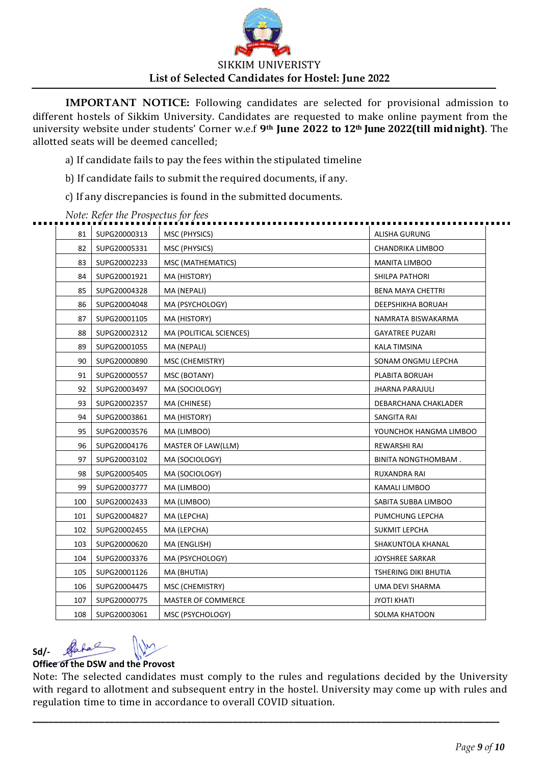SIKKIM UNIVERISTY

## List of Selected Candidates for Hostel: June 2022

**IMPORTANT NOTICE:** Following candidates are selected for provisional admission to different hostels of Sikkim University. Candidates are requested to make online payment from the university website under students' Corner w.e.f **9th June 2022 to 12th June 2022(till midnight)**. The allotted seats will be deemed cancelled;

a) If candidate fails to pay the fees within the stipulated timeline

b) If candidate fails to submit the required documents, if any.

c) If any discrepancies is found in the submitted documents.

*Note: Refer the Prospectus for fees*

| | | | |
|---|---|---|---|
| 81 | SUPG20000313 | MSC (PHYSICS) | ALISHA GURUNG |
| 82 | SUPG20005331 | MSC (PHYSICS) | CHANDRIKA LIMBOO |
| 83 | SUPG20002233 | MSC (MATHEMATICS) | MANITA LIMBOO |
| 84 | SUPG20001921 | MA (HISTORY) | SHILPA PATHORI |
| 85 | SUPG20004328 | MA (NEPALI) | BENA MAYA CHETTRI |
| 86 | SUPG20004048 | MA (PSYCHOLOGY) | DEEPSHIKHA BORUAH |
| 87 | SUPG20001105 | MA (HISTORY) | NAMRATA BISWAKARMA |
| 88 | SUPG20002312 | MA (POLITICAL SCIENCES) | GAYATREE PUZARI |
| 89 | SUPG20001055 | MA (NEPALI) | KALA TIMSINA |
| 90 | SUPG20000890 | MSC (CHEMISTRY) | SONAM ONGMU LEPCHA |
| 91 | SUPG20000557 | MSC (BOTANY) | PLABITA BORUAH |
| 92 | SUPG20003497 | MA (SOCIOLOGY) | JHARNA PARAJULI |
| 93 | SUPG20002357 | MA (CHINESE) | DEBARCHANA CHAKLADER |
| 94 | SUPG20003861 | MA (HISTORY) | SANGITA RAI |
| 95 | SUPG20003576 | MA (LIMBOO) | YOUNCHOK HANGMA LIMBOO |
| 96 | SUPG20004176 | MASTER OF LAW(LLM) | REWARSHI RAI |
| 97 | SUPG20003102 | MA (SOCIOLOGY) | BINITA NONGTHOMBAM . |
| 98 | SUPG20005405 | MA (SOCIOLOGY) | RUXANDRA RAI |
| 99 | SUPG20003777 | MA (LIMBOO) | KAMALI LIMBOO |
| 100 | SUPG20002433 | MA (LIMBOO) | SABITA SUBBA LIMBOO |
| 101 | SUPG20004827 | MA (LEPCHA) | PUMCHUNG LEPCHA |
| 102 | SUPG20002455 | MA (LEPCHA) | SUKMIT LEPCHA |
| 103 | SUPG20000620 | MA (ENGLISH) | SHAKUNTOLA KHANAL |
| 104 | SUPG20003376 | MA (PSYCHOLOGY) | JOYSHREE SARKAR |
| 105 | SUPG20001126 | MA (BHUTIA) | TSHERING DIKI BHUTIA |
| 106 | SUPG20004475 | MSC (CHEMISTRY) | UMA DEVI SHARMA |
| 107 | SUPG20000775 | MASTER OF COMMERCE | JYOTI KHATI |
| 108 | SUPG20003061 | MSC (PSYCHOLOGY) | SOLMA KHATOON |

**Sd/-**

**Office of the DSW and the Provost**

Note: The selected candidates must comply to the rules and regulations decided by the University with regard to allotment and subsequent entry in the hostel. University may come up with rules and regulation time to time in accordance to overall COVID situation.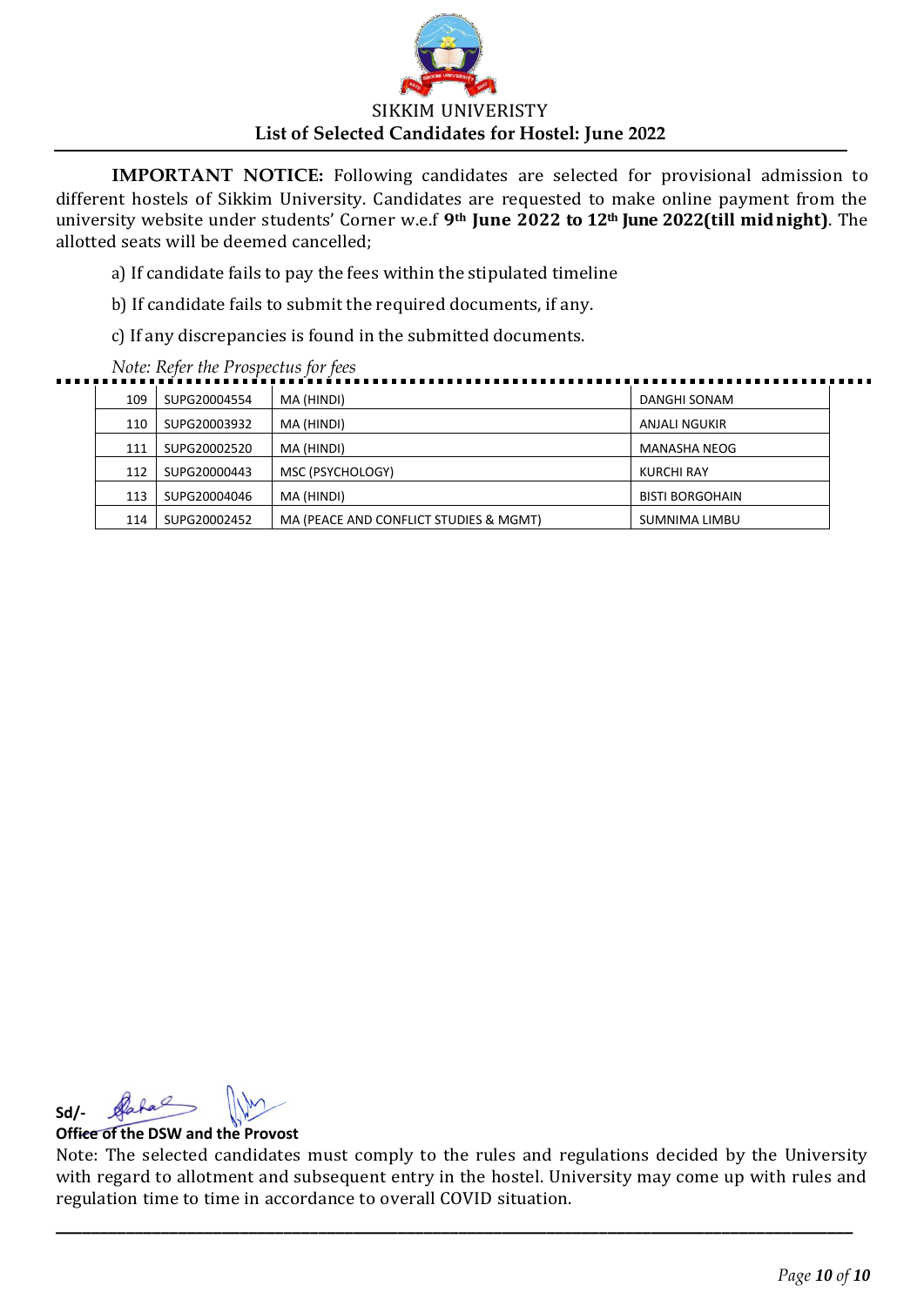SIKKIM UNIVERISTY

## List of Selected Candidates for Hostel: June 2022

**IMPORTANT NOTICE:** Following candidates are selected for provisional admission to different hostels of Sikkim University. Candidates are requested to make online payment from the university website under students' Corner w.e.f **9th June 2022 to 12th June 2022(till midnight)**. The allotted seats will be deemed cancelled;

a) If candidate fails to pay the fees within the stipulated timeline

b) If candidate fails to submit the required documents, if any.

c) If any discrepancies is found in the submitted documents.

*Note: Refer the Prospectus for fees*

| | | | |
|---|---|---|---|
| 109 | SUPG20004554 | MA (HINDI) | DANGHI SONAM |
| 110 | SUPG20003932 | MA (HINDI) | ANJALI NGUKIR |
| 111 | SUPG20002520 | MA (HINDI) | MANASHA NEOG |
| 112 | SUPG20000443 | MSC (PSYCHOLOGY) | KURCHI RAY |
| 113 | SUPG20004046 | MA (HINDI) | BISTI BORGOHAIN |
| 114 | SUPG20002452 | MA (PEACE AND CONFLICT STUDIES & MGMT) | SUMNIMA LIMBU |

**Sd/-**

**Office of the DSW and the Provost**

Note: The selected candidates must comply to the rules and regulations decided by the University with regard to allotment and subsequent entry in the hostel. University may come up with rules and regulation time to time in accordance to overall COVID situation.